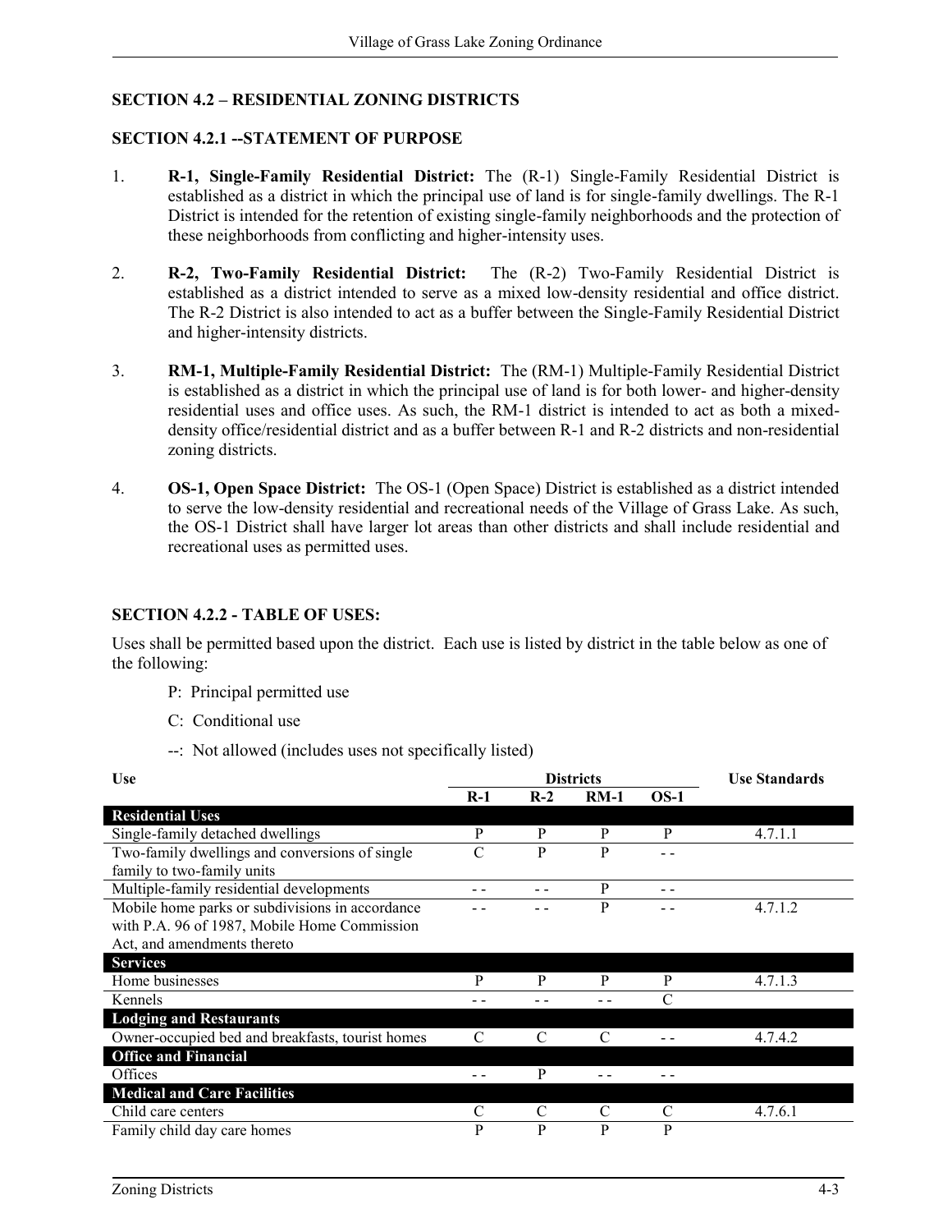## SECTION 4.2 – RESIDENTIAL ZONING DISTRICTS

### SECTION 4.2.1 --STATEMENT OF PURPOSE

1. **R-1, Single-Family Residential District:** The (R-1) Single-Family Residential District is established as a district in which the principal use of land is for single-family dwellings. The R-1 District is intended for the retention of existing single-family neighborhoods and the protection of these neighborhoods from conflicting and higher-intensity uses.

2. **R-2, Two-Family Residential District:** The (R-2) Two-Family Residential District is established as a district intended to serve as a mixed low-density residential and office district. The R-2 District is also intended to act as a buffer between the Single-Family Residential District and higher-intensity districts.

3. **RM-1, Multiple-Family Residential District:** The (RM-1) Multiple-Family Residential District is established as a district in which the principal use of land is for both lower- and higher-density residential uses and office uses. As such, the RM-1 district is intended to act as both a mixed-density office/residential district and as a buffer between R-1 and R-2 districts and non-residential zoning districts.

4. **OS-1, Open Space District:** The OS-1 (Open Space) District is established as a district intended to serve the low-density residential and recreational needs of the Village of Grass Lake. As such, the OS-1 District shall have larger lot areas than other districts and shall include residential and recreational uses as permitted uses.

### SECTION 4.2.2 - TABLE OF USES:

Uses shall be permitted based upon the district. Each use is listed by district in the table below as one of the following:

P: Principal permitted use

C: Conditional use

--: Not allowed (includes uses not specifically listed)

| Use | Districts | | | | Use Standards |
|---|---|---|---|---|---|
| | R-1 | R-2 | RM-1 | OS-1 | |
| **Residential Uses** | | | | | |
| Single-family detached dwellings | P | P | P | P | 4.7.1.1 |
| Two-family dwellings and conversions of single family to two-family units | C | P | P | - - | |
| Multiple-family residential developments | - - | - - | P | - - | |
| Mobile home parks or subdivisions in accordance with P.A. 96 of 1987, Mobile Home Commission Act, and amendments thereto | - - | - - | P | - - | 4.7.1.2 |
| **Services** | | | | | |
| Home businesses | P | P | P | P | 4.7.1.3 |
| Kennels | - - | - - | - - | C | |
| **Lodging and Restaurants** | | | | | |
| Owner-occupied bed and breakfasts, tourist homes | C | C | C | - - | 4.7.4.2 |
| **Office and Financial** | | | | | |
| Offices | - - | P | - - | - - | |
| **Medical and Care Facilities** | | | | | |
| Child care centers | C | C | C | C | 4.7.6.1 |
| Family child day care homes | P | P | P | P | |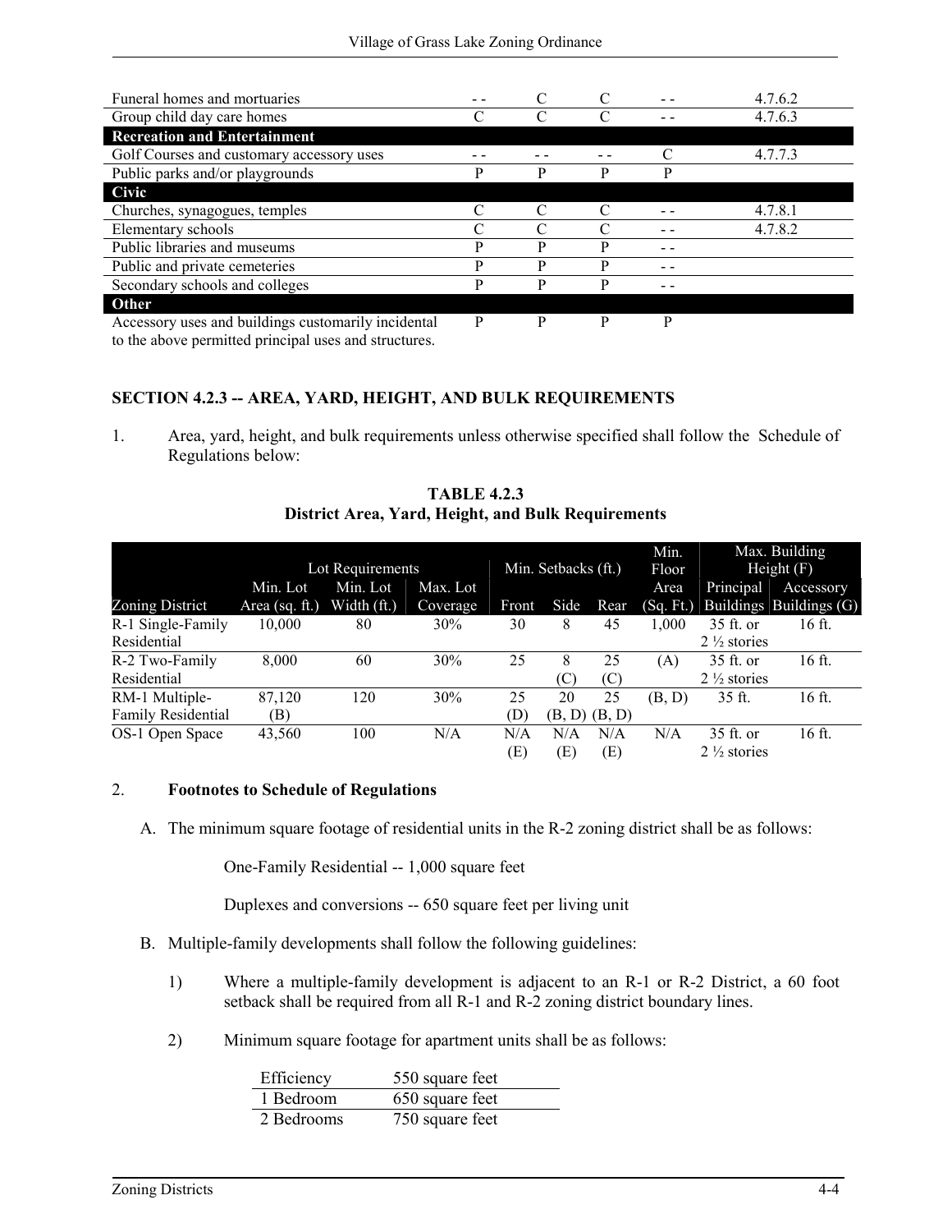| | | | | | |
|---|---|---|---|---|---|
| Funeral homes and mortuaries | - - | C | C | - - | 4.7.6.2 |
| Group child day care homes | C | C | C | - - | 4.7.6.3 |
| **Recreation and Entertainment** | | | | | |
| Golf Courses and customary accessory uses | - - | - - | - - | C | 4.7.7.3 |
| Public parks and/or playgrounds | P | P | P | P | |
| **Civic** | | | | | |
| Churches, synagogues, temples | C | C | C | - - | 4.7.8.1 |
| Elementary schools | C | C | C | - - | 4.7.8.2 |
| Public libraries and museums | P | P | P | - - | |
| Public and private cemeteries | P | P | P | - - | |
| Secondary schools and colleges | P | P | P | - - | |
| **Other** | | | | | |
| Accessory uses and buildings customarily incidental to the above permitted principal uses and structures. | P | P | P | P | |

## SECTION 4.2.3 -- AREA, YARD, HEIGHT, AND BULK REQUIREMENTS

1. Area, yard, height, and bulk requirements unless otherwise specified shall follow the Schedule of Regulations below:

**TABLE 4.2.3**
**District Area, Yard, Height, and Bulk Requirements**

| | Lot Requirements | | | Min. Setbacks (ft.) | | | Min. Floor | Max. Building Height (F) | |
|---|---|---|---|---|---|---|---|---|---|
| Zoning District | Min. Lot Area (sq. ft.) | Min. Lot Width (ft.) | Max. Lot Coverage | Front | Side | Rear | Area (Sq. Ft.) | Principal Buildings | Accessory Buildings (G) |
| R-1 Single-Family Residential | 10,000 | 80 | 30% | 30 | 8 | 45 | 1,000 | 35 ft. or 2 ½ stories | 16 ft. |
| R-2 Two-Family Residential | 8,000 | 60 | 30% | 25 | 8 (C) | 25 (C) | (A) | 35 ft. or 2 ½ stories | 16 ft. |
| RM-1 Multiple-Family Residential | 87,120 (B) | 120 | 30% | 25 (D) | 20 (B, D) | 25 (B, D) | (B, D) | 35 ft. | 16 ft. |
| OS-1 Open Space | 43,560 | 100 | N/A | N/A (E) | N/A (E) | N/A (E) | N/A | 35 ft. or 2 ½ stories | 16 ft. |

2. **Footnotes to Schedule of Regulations**

A. The minimum square footage of residential units in the R-2 zoning district shall be as follows:

One-Family Residential -- 1,000 square feet

Duplexes and conversions -- 650 square feet per living unit

B. Multiple-family developments shall follow the following guidelines:

1) Where a multiple-family development is adjacent to an R-1 or R-2 District, a 60 foot setback shall be required from all R-1 and R-2 zoning district boundary lines.

2) Minimum square footage for apartment units shall be as follows:

| | |
|---|---|
| Efficiency | 550 square feet |
| 1 Bedroom | 650 square feet |
| 2 Bedrooms | 750 square feet |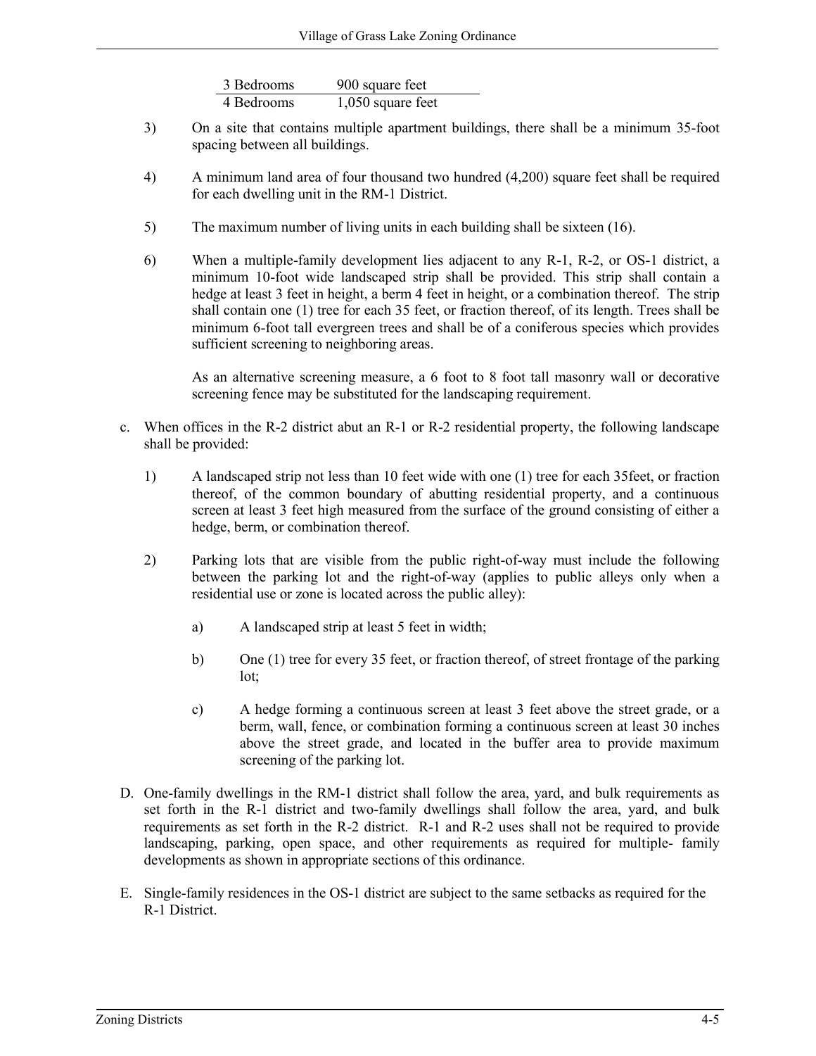| | |
|---|---|
| 3 Bedrooms | 900 square feet |
| 4 Bedrooms | 1,050 square feet |

3) On a site that contains multiple apartment buildings, there shall be a minimum 35-foot spacing between all buildings.

4) A minimum land area of four thousand two hundred (4,200) square feet shall be required for each dwelling unit in the RM-1 District.

5) The maximum number of living units in each building shall be sixteen (16).

6) When a multiple-family development lies adjacent to any R-1, R-2, or OS-1 district, a minimum 10-foot wide landscaped strip shall be provided. This strip shall contain a hedge at least 3 feet in height, a berm 4 feet in height, or a combination thereof. The strip shall contain one (1) tree for each 35 feet, or fraction thereof, of its length. Trees shall be minimum 6-foot tall evergreen trees and shall be of a coniferous species which provides sufficient screening to neighboring areas.

   As an alternative screening measure, a 6 foot to 8 foot tall masonry wall or decorative screening fence may be substituted for the landscaping requirement.

c. When offices in the R-2 district abut an R-1 or R-2 residential property, the following landscape shall be provided:

   1) A landscaped strip not less than 10 feet wide with one (1) tree for each 35feet, or fraction thereof, of the common boundary of abutting residential property, and a continuous screen at least 3 feet high measured from the surface of the ground consisting of either a hedge, berm, or combination thereof.

   2) Parking lots that are visible from the public right-of-way must include the following between the parking lot and the right-of-way (applies to public alleys only when a residential use or zone is located across the public alley):

      a) A landscaped strip at least 5 feet in width;

      b) One (1) tree for every 35 feet, or fraction thereof, of street frontage of the parking lot;

      c) A hedge forming a continuous screen at least 3 feet above the street grade, or a berm, wall, fence, or combination forming a continuous screen at least 30 inches above the street grade, and located in the buffer area to provide maximum screening of the parking lot.

D. One-family dwellings in the RM-1 district shall follow the area, yard, and bulk requirements as set forth in the R-1 district and two-family dwellings shall follow the area, yard, and bulk requirements as set forth in the R-2 district. R-1 and R-2 uses shall not be required to provide landscaping, parking, open space, and other requirements as required for multiple- family developments as shown in appropriate sections of this ordinance.

E. Single-family residences in the OS-1 district are subject to the same setbacks as required for the R-1 District.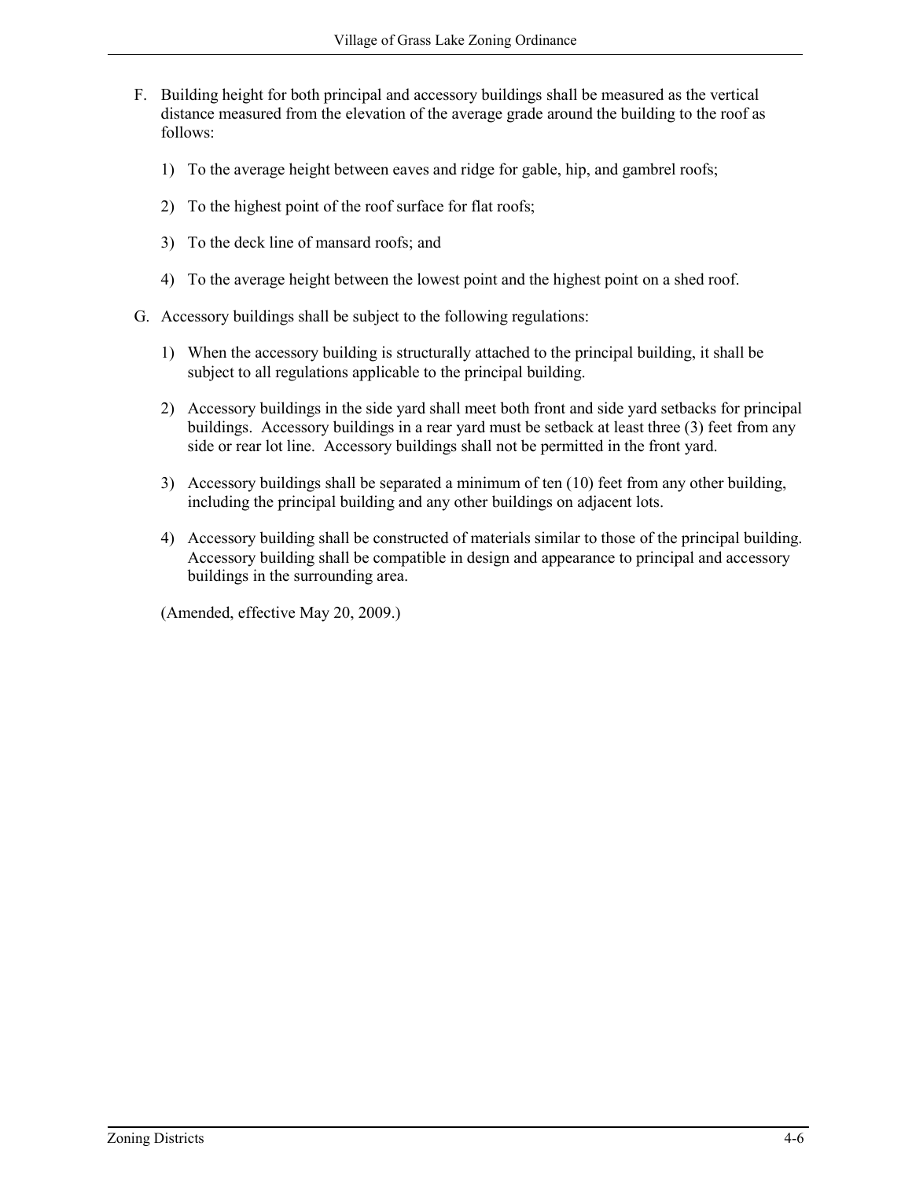F. Building height for both principal and accessory buildings shall be measured as the vertical distance measured from the elevation of the average grade around the building to the roof as follows:

   1) To the average height between eaves and ridge for gable, hip, and gambrel roofs;

   2) To the highest point of the roof surface for flat roofs;

   3) To the deck line of mansard roofs; and

   4) To the average height between the lowest point and the highest point on a shed roof.

G. Accessory buildings shall be subject to the following regulations:

   1) When the accessory building is structurally attached to the principal building, it shall be subject to all regulations applicable to the principal building.

   2) Accessory buildings in the side yard shall meet both front and side yard setbacks for principal buildings. Accessory buildings in a rear yard must be setback at least three (3) feet from any side or rear lot line. Accessory buildings shall not be permitted in the front yard.

   3) Accessory buildings shall be separated a minimum of ten (10) feet from any other building, including the principal building and any other buildings on adjacent lots.

   4) Accessory building shall be constructed of materials similar to those of the principal building. Accessory building shall be compatible in design and appearance to principal and accessory buildings in the surrounding area.

   (Amended, effective May 20, 2009.)